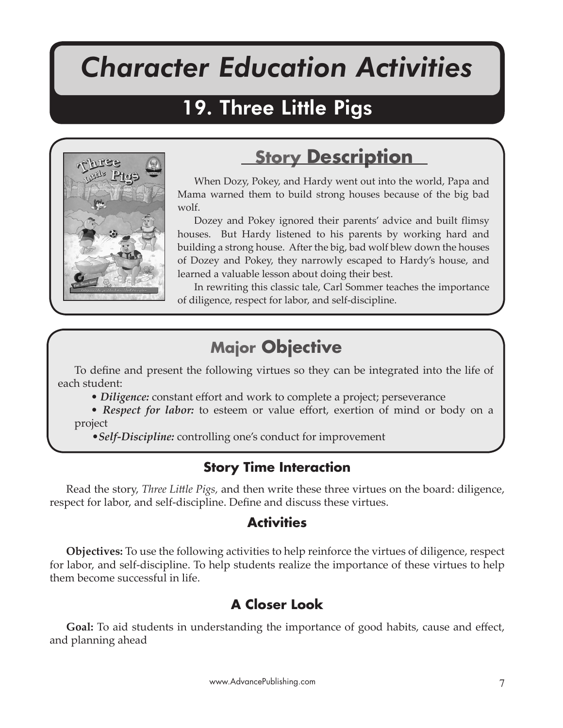# Character Education Activities

## 19. Three Little Pigs

## Story Description

When Dozy, Pokey, and Hardy went out into the world, Papa and Mama warned them to build strong houses because of the big bad wolf.

Dozey and Pokey ignored their parents' advice and built flimsy houses. But Hardy listened to his parents by working hard and building a strong house. After the big, bad wolf blew down the houses of Dozey and Pokey, they narrowly escaped to Hardy's house, and learned a valuable lesson about doing their best.

In rewriting this classic tale, Carl Sommer teaches the importance of diligence, respect for labor, and self-discipline.

## Major Objective

To define and present the following virtues so they can be integrated into the life of each student:

- ***Diligence:*** constant effort and work to complete a project; perseverance
- ***Respect for labor:*** to esteem or value effort, exertion of mind or body on a project
- ***Self-Discipline:*** controlling one's conduct for improvement

### Story Time Interaction

Read the story, *Three Little Pigs,* and then write these three virtues on the board: diligence, respect for labor, and self-discipline. Define and discuss these virtues.

### Activities

**Objectives:** To use the following activities to help reinforce the virtues of diligence, respect for labor, and self-discipline. To help students realize the importance of these virtues to help them become successful in life.

### A Closer Look

**Goal:** To aid students in understanding the importance of good habits, cause and effect, and planning ahead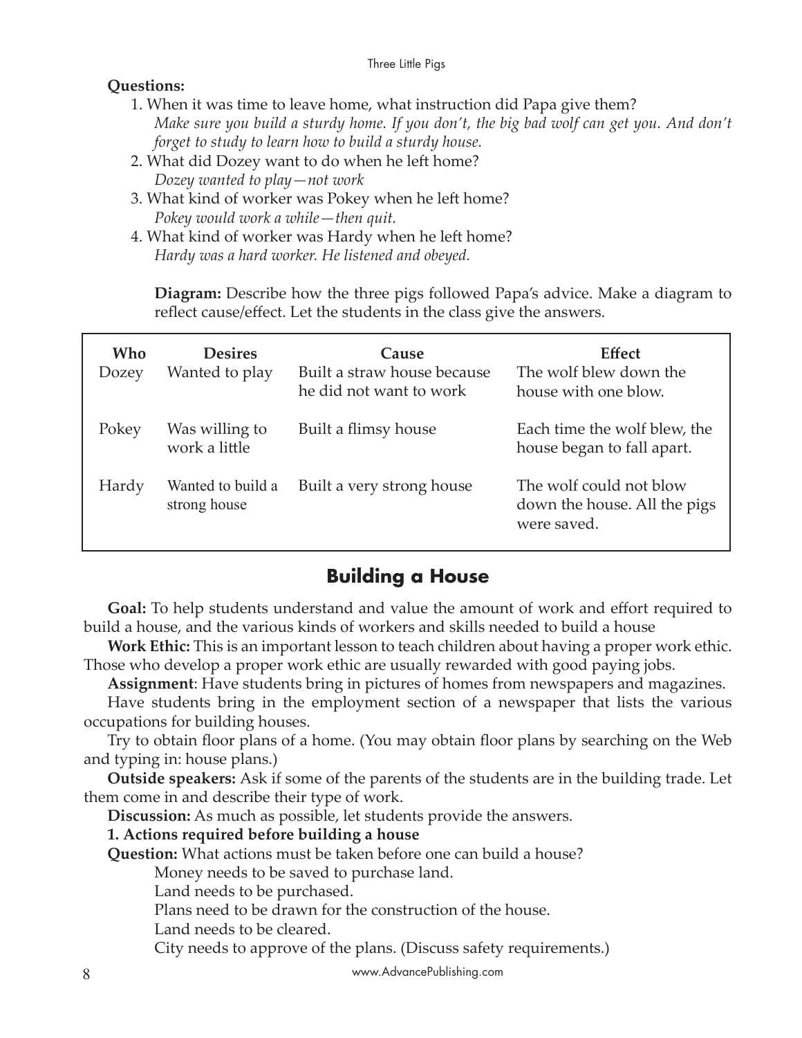**Questions:**

1. When it was time to leave home, what instruction did Papa give them?
   *Make sure you build a sturdy home. If you don't, the big bad wolf can get you. And don't forget to study to learn how to build a sturdy house.*
2. What did Dozey want to do when he left home?
   *Dozey wanted to play—not work*
3. What kind of worker was Pokey when he left home?
   *Pokey would work a while—then quit.*
4. What kind of worker was Hardy when he left home?
   *Hardy was a hard worker. He listened and obeyed.*

**Diagram:** Describe how the three pigs followed Papa's advice. Make a diagram to reflect cause/effect. Let the students in the class give the answers.

| Who | Desires | Cause | Effect |
|---|---|---|---|
| Dozey | Wanted to play | Built a straw house because he did not want to work | The wolf blew down the house with one blow. |
| Pokey | Was willing to work a little | Built a flimsy house | Each time the wolf blew, the house began to fall apart. |
| Hardy | Wanted to build a strong house | Built a very strong house | The wolf could not blow down the house. All the pigs were saved. |

## Building a House

**Goal:** To help students understand and value the amount of work and effort required to build a house, and the various kinds of workers and skills needed to build a house

**Work Ethic:** This is an important lesson to teach children about having a proper work ethic. Those who develop a proper work ethic are usually rewarded with good paying jobs.

**Assignment**: Have students bring in pictures of homes from newspapers and magazines.

Have students bring in the employment section of a newspaper that lists the various occupations for building houses.

Try to obtain floor plans of a home. (You may obtain floor plans by searching on the Web and typing in: house plans.)

**Outside speakers:** Ask if some of the parents of the students are in the building trade. Let them come in and describe their type of work.

**Discussion:** As much as possible, let students provide the answers.

**1. Actions required before building a house**

**Question:** What actions must be taken before one can build a house?

Money needs to be saved to purchase land.

Land needs to be purchased.

Plans need to be drawn for the construction of the house.

Land needs to be cleared.

City needs to approve of the plans. (Discuss safety requirements.)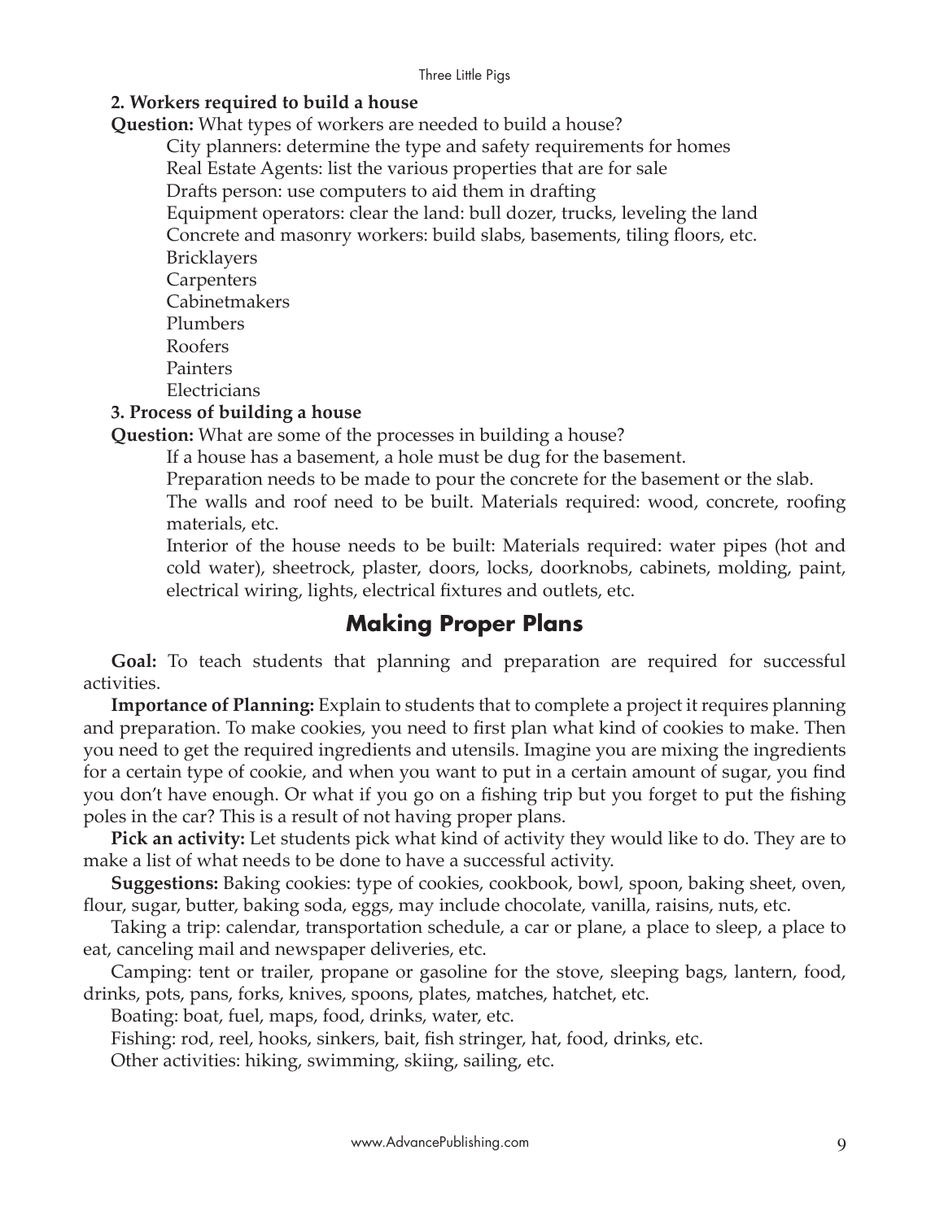**2. Workers required to build a house**

**Question:** What types of workers are needed to build a house?

City planners: determine the type and safety requirements for homes
Real Estate Agents: list the various properties that are for sale
Drafts person: use computers to aid them in drafting
Equipment operators: clear the land: bull dozer, trucks, leveling the land
Concrete and masonry workers: build slabs, basements, tiling floors, etc.
Bricklayers
Carpenters
Cabinetmakers
Plumbers
Roofers
Painters
Electricians

**3. Process of building a house**

**Question:** What are some of the processes in building a house?

If a house has a basement, a hole must be dug for the basement.
Preparation needs to be made to pour the concrete for the basement or the slab.
The walls and roof need to be built. Materials required: wood, concrete, roofing materials, etc.
Interior of the house needs to be built: Materials required: water pipes (hot and cold water), sheetrock, plaster, doors, locks, doorknobs, cabinets, molding, paint, electrical wiring, lights, electrical fixtures and outlets, etc.

## Making Proper Plans

**Goal:** To teach students that planning and preparation are required for successful activities.

**Importance of Planning:** Explain to students that to complete a project it requires planning and preparation. To make cookies, you need to first plan what kind of cookies to make. Then you need to get the required ingredients and utensils. Imagine you are mixing the ingredients for a certain type of cookie, and when you want to put in a certain amount of sugar, you find you don't have enough. Or what if you go on a fishing trip but you forget to put the fishing poles in the car? This is a result of not having proper plans.

**Pick an activity:** Let students pick what kind of activity they would like to do. They are to make a list of what needs to be done to have a successful activity.

**Suggestions:** Baking cookies: type of cookies, cookbook, bowl, spoon, baking sheet, oven, flour, sugar, butter, baking soda, eggs, may include chocolate, vanilla, raisins, nuts, etc.

Taking a trip: calendar, transportation schedule, a car or plane, a place to sleep, a place to eat, canceling mail and newspaper deliveries, etc.

Camping: tent or trailer, propane or gasoline for the stove, sleeping bags, lantern, food, drinks, pots, pans, forks, knives, spoons, plates, matches, hatchet, etc.

Boating: boat, fuel, maps, food, drinks, water, etc.

Fishing: rod, reel, hooks, sinkers, bait, fish stringer, hat, food, drinks, etc.

Other activities: hiking, swimming, skiing, sailing, etc.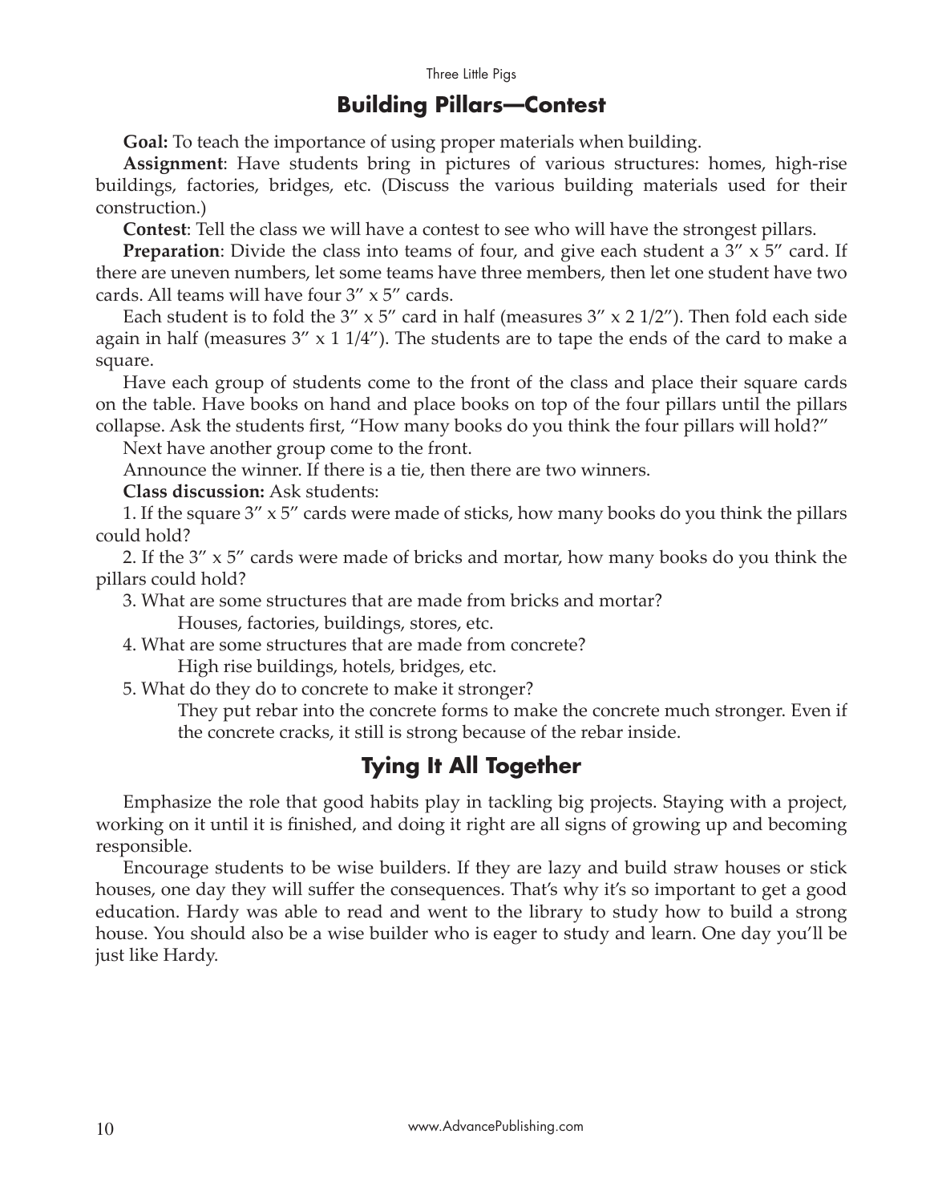## Building Pillars—Contest

**Goal:** To teach the importance of using proper materials when building.

**Assignment**: Have students bring in pictures of various structures: homes, high-rise buildings, factories, bridges, etc. (Discuss the various building materials used for their construction.)

**Contest**: Tell the class we will have a contest to see who will have the strongest pillars.

**Preparation**: Divide the class into teams of four, and give each student a 3″ x 5″ card. If there are uneven numbers, let some teams have three members, then let one student have two cards. All teams will have four 3″ x 5″ cards.

Each student is to fold the 3″ x 5″ card in half (measures 3″ x 2 1/2″). Then fold each side again in half (measures 3″ x 1 1/4″). The students are to tape the ends of the card to make a square.

Have each group of students come to the front of the class and place their square cards on the table. Have books on hand and place books on top of the four pillars until the pillars collapse. Ask the students first, "How many books do you think the four pillars will hold?"

Next have another group come to the front.

Announce the winner. If there is a tie, then there are two winners.

**Class discussion:** Ask students:

1. If the square 3″ x 5″ cards were made of sticks, how many books do you think the pillars could hold?

2. If the 3″ x 5″ cards were made of bricks and mortar, how many books do you think the pillars could hold?

3. What are some structures that are made from bricks and mortar?

   Houses, factories, buildings, stores, etc.

4. What are some structures that are made from concrete?

   High rise buildings, hotels, bridges, etc.

5. What do they do to concrete to make it stronger?

   They put rebar into the concrete forms to make the concrete much stronger. Even if the concrete cracks, it still is strong because of the rebar inside.

## Tying It All Together

Emphasize the role that good habits play in tackling big projects. Staying with a project, working on it until it is finished, and doing it right are all signs of growing up and becoming responsible.

Encourage students to be wise builders. If they are lazy and build straw houses or stick houses, one day they will suffer the consequences. That's why it's so important to get a good education. Hardy was able to read and went to the library to study how to build a strong house. You should also be a wise builder who is eager to study and learn. One day you'll be just like Hardy.